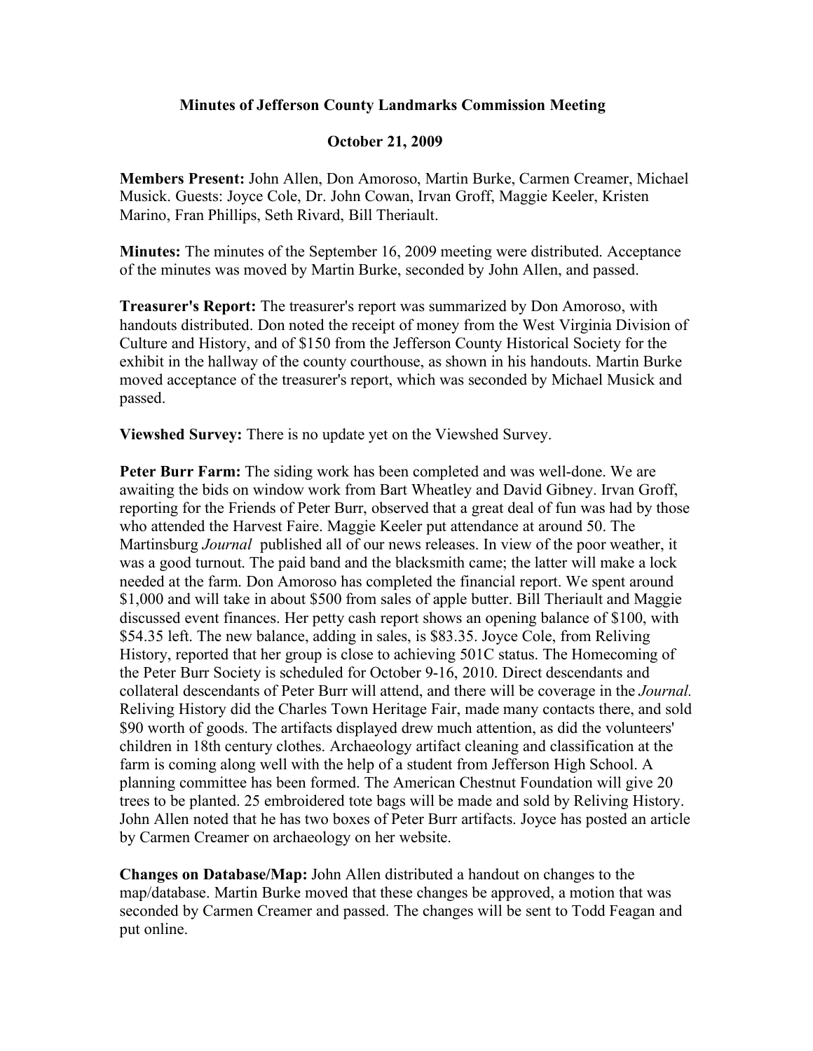# Minutes of Jefferson County Landmarks Commission Meeting

## October 21, 2009

**Members Present:** John Allen, Don Amoroso, Martin Burke, Carmen Creamer, Michael Musick. Guests: Joyce Cole, Dr. John Cowan, Irvan Groff, Maggie Keeler, Kristen Marino, Fran Phillips, Seth Rivard, Bill Theriault.

**Minutes:** The minutes of the September 16, 2009 meeting were distributed. Acceptance of the minutes was moved by Martin Burke, seconded by John Allen, and passed.

**Treasurer's Report:** The treasurer's report was summarized by Don Amoroso, with handouts distributed. Don noted the receipt of money from the West Virginia Division of Culture and History, and of $150 from the Jefferson County Historical Society for the exhibit in the hallway of the county courthouse, as shown in his handouts. Martin Burke moved acceptance of the treasurer's report, which was seconded by Michael Musick and passed.

**Viewshed Survey:** There is no update yet on the Viewshed Survey.

**Peter Burr Farm:** The siding work has been completed and was well-done. We are awaiting the bids on window work from Bart Wheatley and David Gibney. Irvan Groff, reporting for the Friends of Peter Burr, observed that a great deal of fun was had by those who attended the Harvest Faire. Maggie Keeler put attendance at around 50. The Martinsburg *Journal* published all of our news releases. In view of the poor weather, it was a good turnout. The paid band and the blacksmith came; the latter will make a lock needed at the farm. Don Amoroso has completed the financial report. We spent around $1,000 and will take in about $500 from sales of apple butter. Bill Theriault and Maggie discussed event finances. Her petty cash report shows an opening balance of $100, with $54.35 left. The new balance, adding in sales, is $83.35. Joyce Cole, from Reliving History, reported that her group is close to achieving 501C status. The Homecoming of the Peter Burr Society is scheduled for October 9-16, 2010. Direct descendants and collateral descendants of Peter Burr will attend, and there will be coverage in the *Journal.* Reliving History did the Charles Town Heritage Fair, made many contacts there, and sold $90 worth of goods. The artifacts displayed drew much attention, as did the volunteers' children in 18th century clothes. Archaeology artifact cleaning and classification at the farm is coming along well with the help of a student from Jefferson High School. A planning committee has been formed. The American Chestnut Foundation will give 20 trees to be planted. 25 embroidered tote bags will be made and sold by Reliving History. John Allen noted that he has two boxes of Peter Burr artifacts. Joyce has posted an article by Carmen Creamer on archaeology on her website.

**Changes on Database/Map:** John Allen distributed a handout on changes to the map/database. Martin Burke moved that these changes be approved, a motion that was seconded by Carmen Creamer and passed. The changes will be sent to Todd Feagan and put online.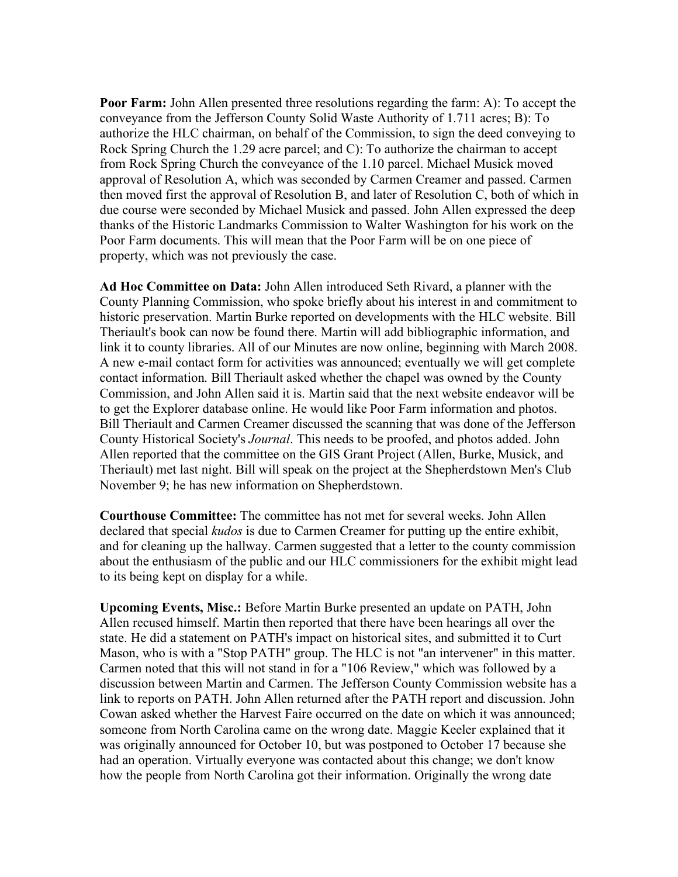**Poor Farm:** John Allen presented three resolutions regarding the farm: A): To accept the conveyance from the Jefferson County Solid Waste Authority of 1.711 acres; B): To authorize the HLC chairman, on behalf of the Commission, to sign the deed conveying to Rock Spring Church the 1.29 acre parcel; and C): To authorize the chairman to accept from Rock Spring Church the conveyance of the 1.10 parcel. Michael Musick moved approval of Resolution A, which was seconded by Carmen Creamer and passed. Carmen then moved first the approval of Resolution B, and later of Resolution C, both of which in due course were seconded by Michael Musick and passed. John Allen expressed the deep thanks of the Historic Landmarks Commission to Walter Washington for his work on the Poor Farm documents. This will mean that the Poor Farm will be on one piece of property, which was not previously the case.

**Ad Hoc Committee on Data:** John Allen introduced Seth Rivard, a planner with the County Planning Commission, who spoke briefly about his interest in and commitment to historic preservation. Martin Burke reported on developments with the HLC website. Bill Theriault's book can now be found there. Martin will add bibliographic information, and link it to county libraries. All of our Minutes are now online, beginning with March 2008. A new e-mail contact form for activities was announced; eventually we will get complete contact information. Bill Theriault asked whether the chapel was owned by the County Commission, and John Allen said it is. Martin said that the next website endeavor will be to get the Explorer database online. He would like Poor Farm information and photos. Bill Theriault and Carmen Creamer discussed the scanning that was done of the Jefferson County Historical Society's *Journal*. This needs to be proofed, and photos added. John Allen reported that the committee on the GIS Grant Project (Allen, Burke, Musick, and Theriault) met last night. Bill will speak on the project at the Shepherdstown Men's Club November 9; he has new information on Shepherdstown.

**Courthouse Committee:** The committee has not met for several weeks. John Allen declared that special *kudos* is due to Carmen Creamer for putting up the entire exhibit, and for cleaning up the hallway. Carmen suggested that a letter to the county commission about the enthusiasm of the public and our HLC commissioners for the exhibit might lead to its being kept on display for a while.

**Upcoming Events, Misc.:** Before Martin Burke presented an update on PATH, John Allen recused himself. Martin then reported that there have been hearings all over the state. He did a statement on PATH's impact on historical sites, and submitted it to Curt Mason, who is with a "Stop PATH" group. The HLC is not "an intervener" in this matter. Carmen noted that this will not stand in for a "106 Review," which was followed by a discussion between Martin and Carmen. The Jefferson County Commission website has a link to reports on PATH. John Allen returned after the PATH report and discussion. John Cowan asked whether the Harvest Faire occurred on the date on which it was announced; someone from North Carolina came on the wrong date. Maggie Keeler explained that it was originally announced for October 10, but was postponed to October 17 because she had an operation. Virtually everyone was contacted about this change; we don't know how the people from North Carolina got their information. Originally the wrong date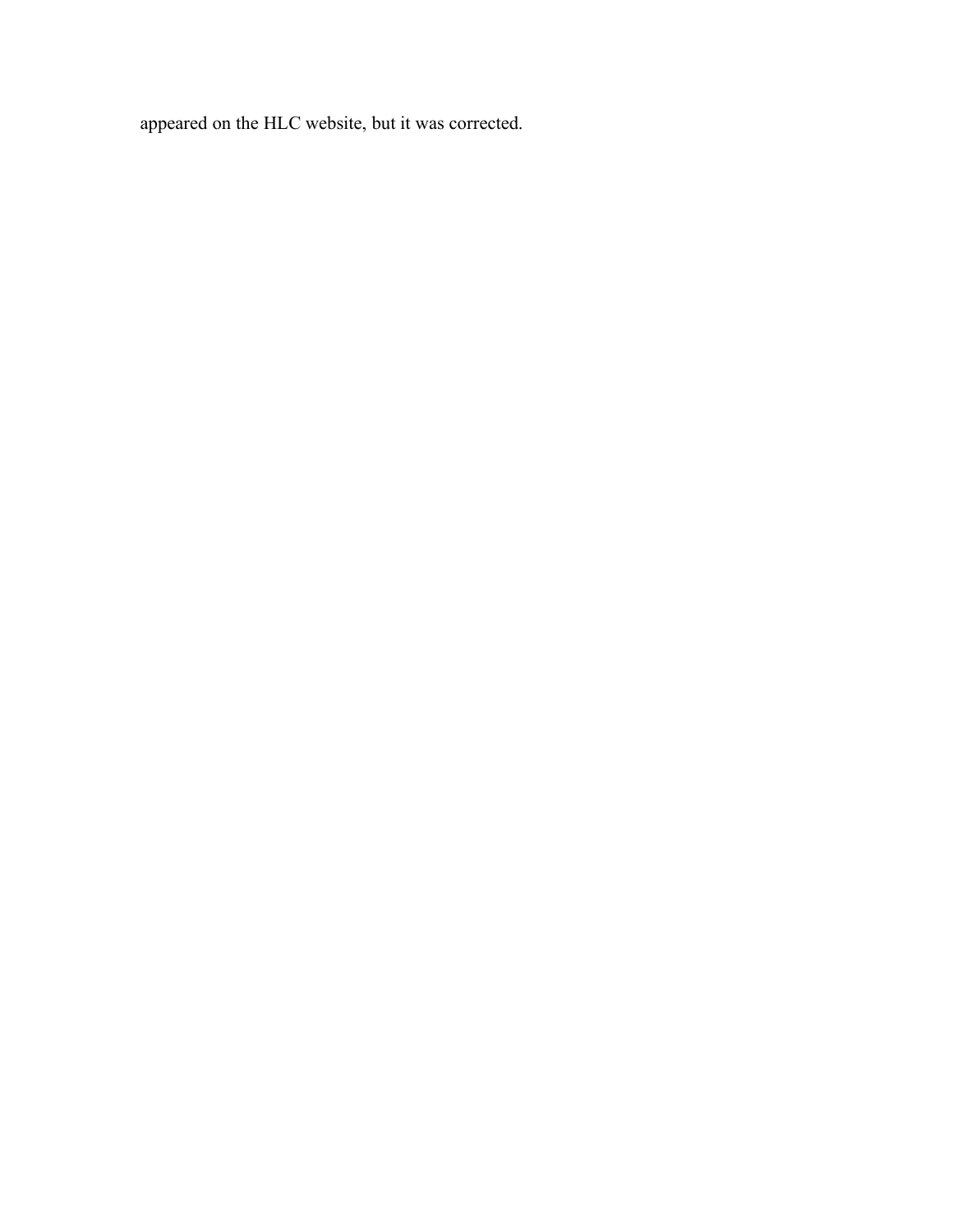appeared on the HLC website, but it was corrected.